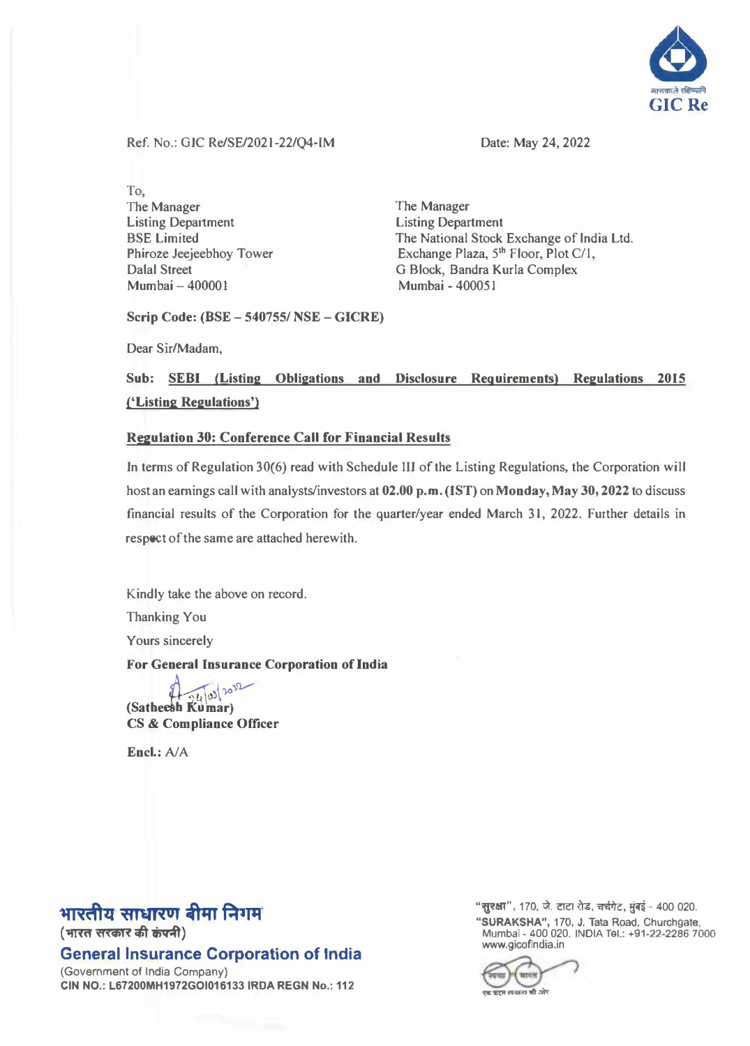Ref. No.: GIC Re/SE/2021-22/Q4-IM

Date: May 24, 2022

To,

The Manager
Listing Department
BSE Limited
Phiroze Jeejeebhoy Tower
Dalal Street
Mumbai – 400001

The Manager
Listing Department
The National Stock Exchange of India Ltd.
Exchange Plaza, 5th Floor, Plot C/1,
G Block, Bandra Kurla Complex
Mumbai - 400051

**Scrip Code: (BSE – 540755/ NSE – GICRE)**

Dear Sir/Madam,

**Sub: SEBI (Listing Obligations and Disclosure Requirements) Regulations 2015 ('Listing Regulations')**

**Regulation 30: Conference Call for Financial Results**

In terms of Regulation 30(6) read with Schedule III of the Listing Regulations, the Corporation will host an earnings call with analysts/investors at **02.00 p.m. (IST)** on **Monday, May 30, 2022** to discuss financial results of the Corporation for the quarter/year ended March 31, 2022. Further details in respect of the same are attached herewith.

Kindly take the above on record.

Thanking You

Yours sincerely

**For General Insurance Corporation of India**

24/05/2022

**(Satheesh Kumar)**
**CS & Compliance Officer**

**Encl.:** A/A

भारतीय साधारण बीमा निगम
(भारत सरकार की कंपनी)
**General Insurance Corporation of India**
(Government of India Company)
**CIN NO.: L67200MH1972GOI016133 IRDA REGN No.: 112**

"सुरक्षा", 170, जे. टाटा रोड, चर्चगेट, मुंबई - 400 020.
**"SURAKSHA"**, 170, J. Tata Road, Churchgate, Mumbai - 400 020. INDIA Tel.: +91-22-2286 7000
www.gicofindia.in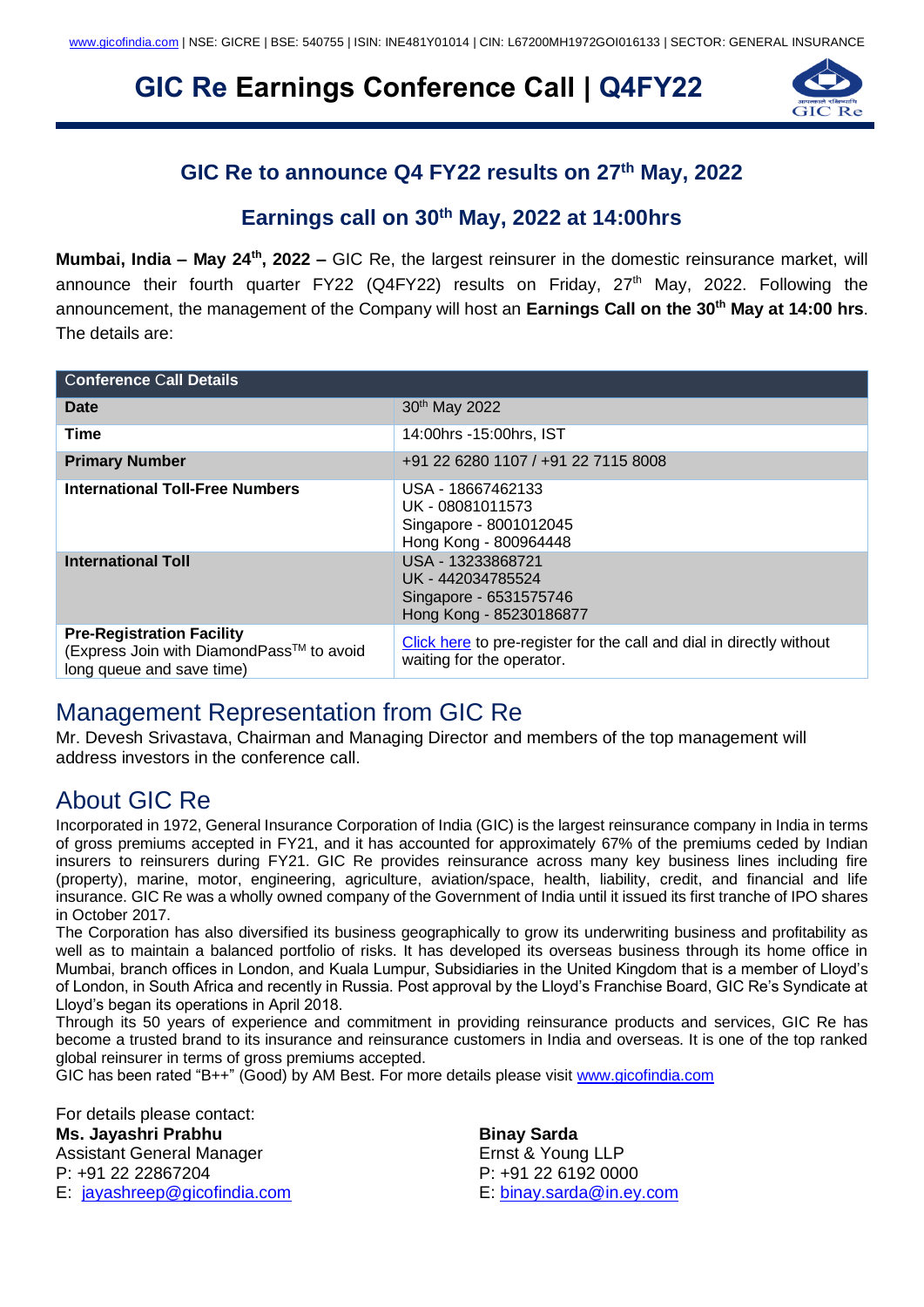www.gicofindia.com | NSE: GICRE | BSE: 540755 | ISIN: INE481Y01014 | CIN: L67200MH1972GOI016133 | SECTOR: GENERAL INSURANCE

# GIC Re Earnings Conference Call | Q4FY22

## GIC Re to announce Q4 FY22 results on 27th May, 2022

## Earnings call on 30th May, 2022 at 14:00hrs

**Mumbai, India – May 24th, 2022 –** GIC Re, the largest reinsurer in the domestic reinsurance market, will announce their fourth quarter FY22 (Q4FY22) results on Friday, 27th May, 2022. Following the announcement, the management of the Company will host an **Earnings Call on the 30th May at 14:00 hrs**. The details are:

| Conference Call Details | |
|---|---|
| **Date** | 30th May 2022 |
| **Time** | 14:00hrs -15:00hrs, IST |
| **Primary Number** | +91 22 6280 1107 / +91 22 7115 8008 |
| **International Toll-Free Numbers** | USA - 18667462133<br>UK - 08081011573<br>Singapore - 8001012045<br>Hong Kong - 800964448 |
| **International Toll** | USA - 13233868721<br>UK - 442034785524<br>Singapore - 6531575746<br>Hong Kong - 85230186877 |
| **Pre-Registration Facility**<br>(Express Join with DiamondPass™ to avoid long queue and save time) | Click here to pre-register for the call and dial in directly without waiting for the operator. |

## Management Representation from GIC Re

Mr. Devesh Srivastava, Chairman and Managing Director and members of the top management will address investors in the conference call.

## About GIC Re

Incorporated in 1972, General Insurance Corporation of India (GIC) is the largest reinsurance company in India in terms of gross premiums accepted in FY21, and it has accounted for approximately 67% of the premiums ceded by Indian insurers to reinsurers during FY21. GIC Re provides reinsurance across many key business lines including fire (property), marine, motor, engineering, agriculture, aviation/space, health, liability, credit, and financial and life insurance. GIC Re was a wholly owned company of the Government of India until it issued its first tranche of IPO shares in October 2017.

The Corporation has also diversified its business geographically to grow its underwriting business and profitability as well as to maintain a balanced portfolio of risks. It has developed its overseas business through its home office in Mumbai, branch offices in London, and Kuala Lumpur, Subsidiaries in the United Kingdom that is a member of Lloyd's of London, in South Africa and recently in Russia. Post approval by the Lloyd's Franchise Board, GIC Re's Syndicate at Lloyd's began its operations in April 2018.

Through its 50 years of experience and commitment in providing reinsurance products and services, GIC Re has become a trusted brand to its insurance and reinsurance customers in India and overseas. It is one of the top ranked global reinsurer in terms of gross premiums accepted.

GIC has been rated "B++" (Good) by AM Best. For more details please visit www.gicofindia.com

For details please contact:

**Ms. Jayashri Prabhu**
Assistant General Manager
P: +91 22 22867204
E: jayashreep@gicofindia.com

**Binay Sarda**
Ernst & Young LLP
P: +91 22 6192 0000
E: binay.sarda@in.ey.com